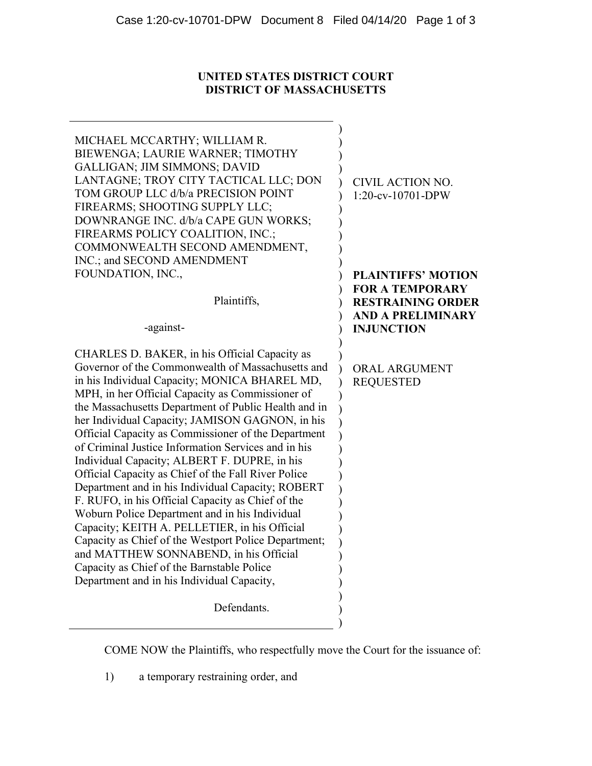**UNITED STATES DISTRICT COURT**
**DISTRICT OF MASSACHUSETTS**

MICHAEL MCCARTHY; WILLIAM R. BIEWENGA; LAURIE WARNER; TIMOTHY GALLIGAN; JIM SIMMONS; DAVID LANTAGNE; TROY CITY TACTICAL LLC; DON TOM GROUP LLC d/b/a PRECISION POINT FIREARMS; SHOOTING SUPPLY LLC; DOWNRANGE INC. d/b/a CAPE GUN WORKS; FIREARMS POLICY COALITION, INC.; COMMONWEALTH SECOND AMENDMENT, INC.; and SECOND AMENDMENT FOUNDATION, INC.,

Plaintiffs,

-against-

CHARLES D. BAKER, in his Official Capacity as Governor of the Commonwealth of Massachusetts and in his Individual Capacity; MONICA BHAREL MD, MPH, in her Official Capacity as Commissioner of the Massachusetts Department of Public Health and in her Individual Capacity; JAMISON GAGNON, in his Official Capacity as Commissioner of the Department of Criminal Justice Information Services and in his Individual Capacity; ALBERT F. DUPRE, in his Official Capacity as Chief of the Fall River Police Department and in his Individual Capacity; ROBERT F. RUFO, in his Official Capacity as Chief of the Woburn Police Department and in his Individual Capacity; KEITH A. PELLETIER, in his Official Capacity as Chief of the Westport Police Department; and MATTHEW SONNABEND, in his Official Capacity as Chief of the Barnstable Police Department and in his Individual Capacity,

Defendants.

CIVIL ACTION NO. 1:20-cv-10701-DPW

**PLAINTIFFS' MOTION FOR A TEMPORARY RESTRAINING ORDER AND A PRELIMINARY INJUNCTION**

ORAL ARGUMENT REQUESTED

COME NOW the Plaintiffs, who respectfully move the Court for the issuance of:

1) a temporary restraining order, and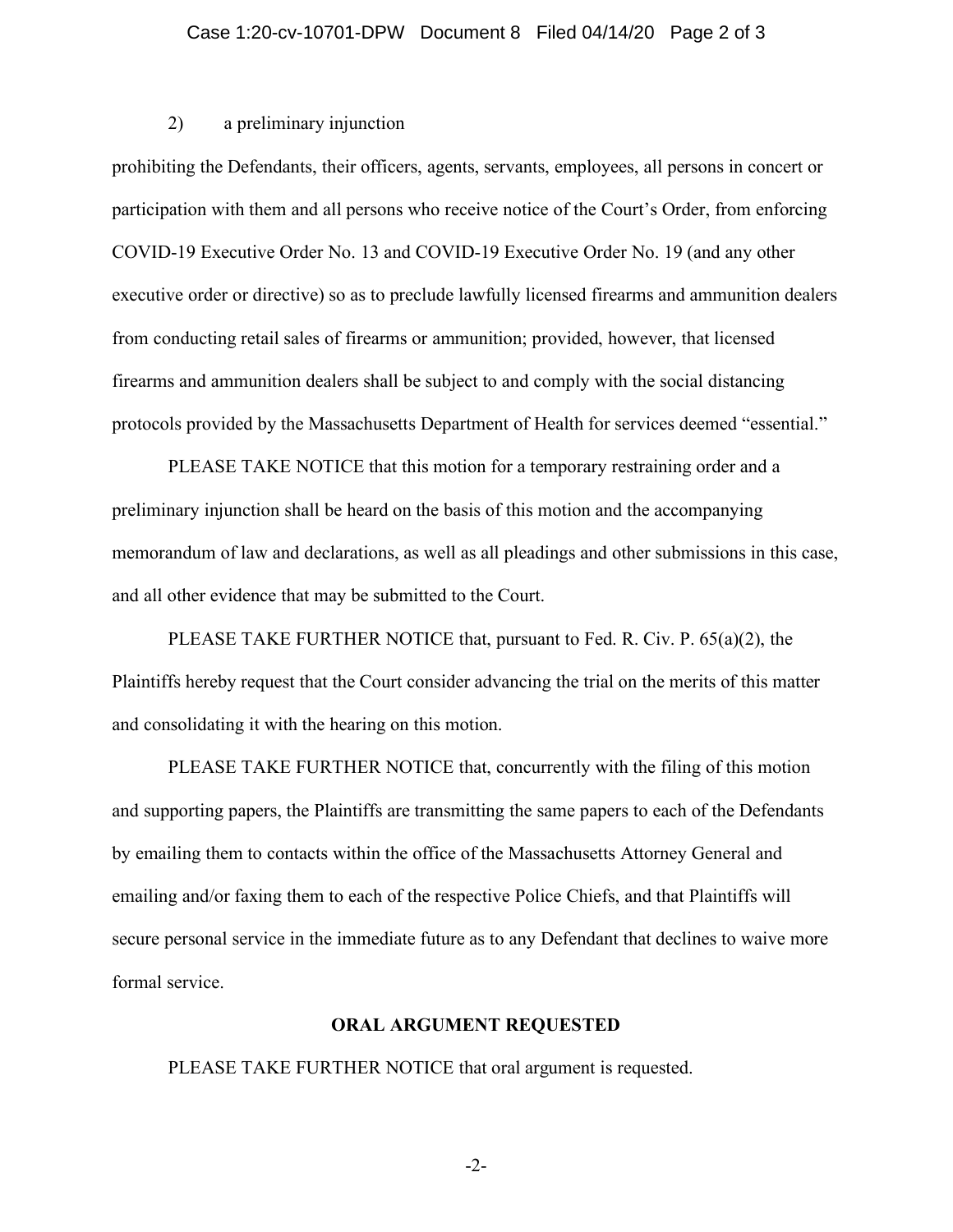2) a preliminary injunction

prohibiting the Defendants, their officers, agents, servants, employees, all persons in concert or participation with them and all persons who receive notice of the Court's Order, from enforcing COVID-19 Executive Order No. 13 and COVID-19 Executive Order No. 19 (and any other executive order or directive) so as to preclude lawfully licensed firearms and ammunition dealers from conducting retail sales of firearms or ammunition; provided, however, that licensed firearms and ammunition dealers shall be subject to and comply with the social distancing protocols provided by the Massachusetts Department of Health for services deemed "essential."

PLEASE TAKE NOTICE that this motion for a temporary restraining order and a preliminary injunction shall be heard on the basis of this motion and the accompanying memorandum of law and declarations, as well as all pleadings and other submissions in this case, and all other evidence that may be submitted to the Court.

PLEASE TAKE FURTHER NOTICE that, pursuant to Fed. R. Civ. P. 65(a)(2), the Plaintiffs hereby request that the Court consider advancing the trial on the merits of this matter and consolidating it with the hearing on this motion.

PLEASE TAKE FURTHER NOTICE that, concurrently with the filing of this motion and supporting papers, the Plaintiffs are transmitting the same papers to each of the Defendants by emailing them to contacts within the office of the Massachusetts Attorney General and emailing and/or faxing them to each of the respective Police Chiefs, and that Plaintiffs will secure personal service in the immediate future as to any Defendant that declines to waive more formal service.

**ORAL ARGUMENT REQUESTED**

PLEASE TAKE FURTHER NOTICE that oral argument is requested.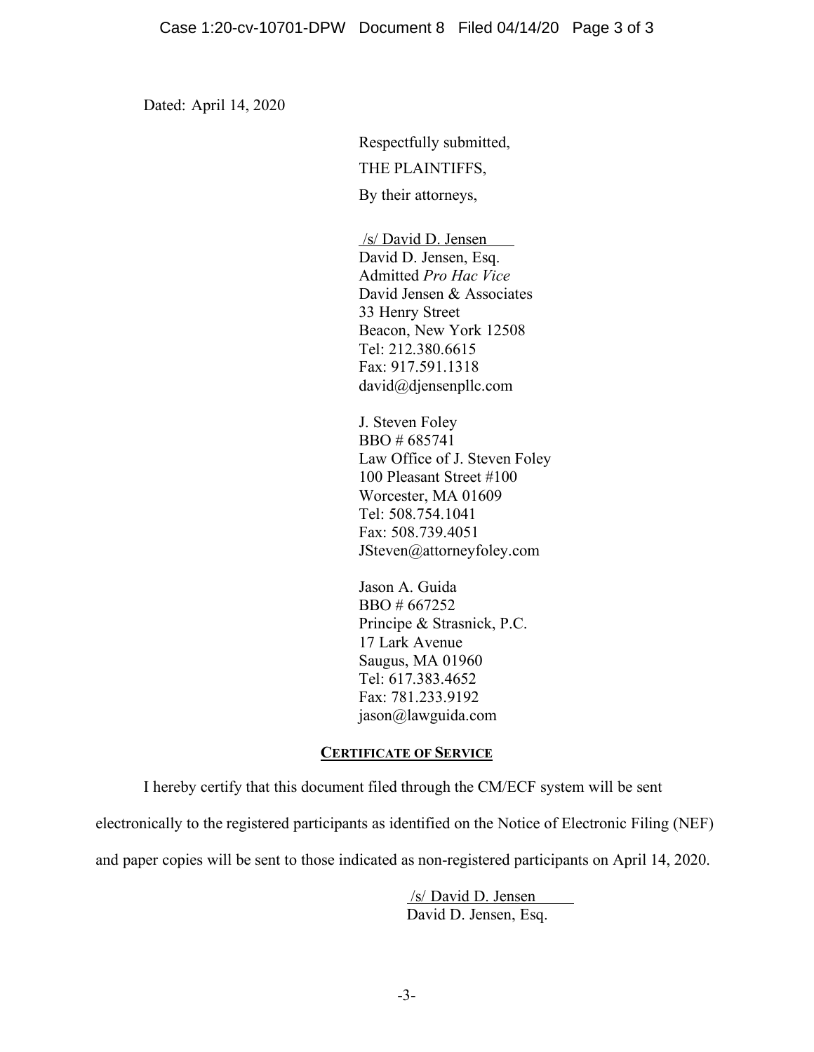Dated: April 14, 2020

Respectfully submitted,

THE PLAINTIFFS,

By their attorneys,

/s/ David D. Jensen
David D. Jensen, Esq.
Admitted *Pro Hac Vice*
David Jensen & Associates
33 Henry Street
Beacon, New York 12508
Tel: 212.380.6615
Fax: 917.591.1318
david@djensenpllc.com

J. Steven Foley
BBO # 685741
Law Office of J. Steven Foley
100 Pleasant Street #100
Worcester, MA 01609
Tel: 508.754.1041
Fax: 508.739.4051
JSteven@attorneyfoley.com

Jason A. Guida
BBO # 667252
Principe & Strasnick, P.C.
17 Lark Avenue
Saugus, MA 01960
Tel: 617.383.4652
Fax: 781.233.9192
jason@lawguida.com

## CERTIFICATE OF SERVICE

I hereby certify that this document filed through the CM/ECF system will be sent electronically to the registered participants as identified on the Notice of Electronic Filing (NEF) and paper copies will be sent to those indicated as non-registered participants on April 14, 2020.

/s/ David D. Jensen
David D. Jensen, Esq.